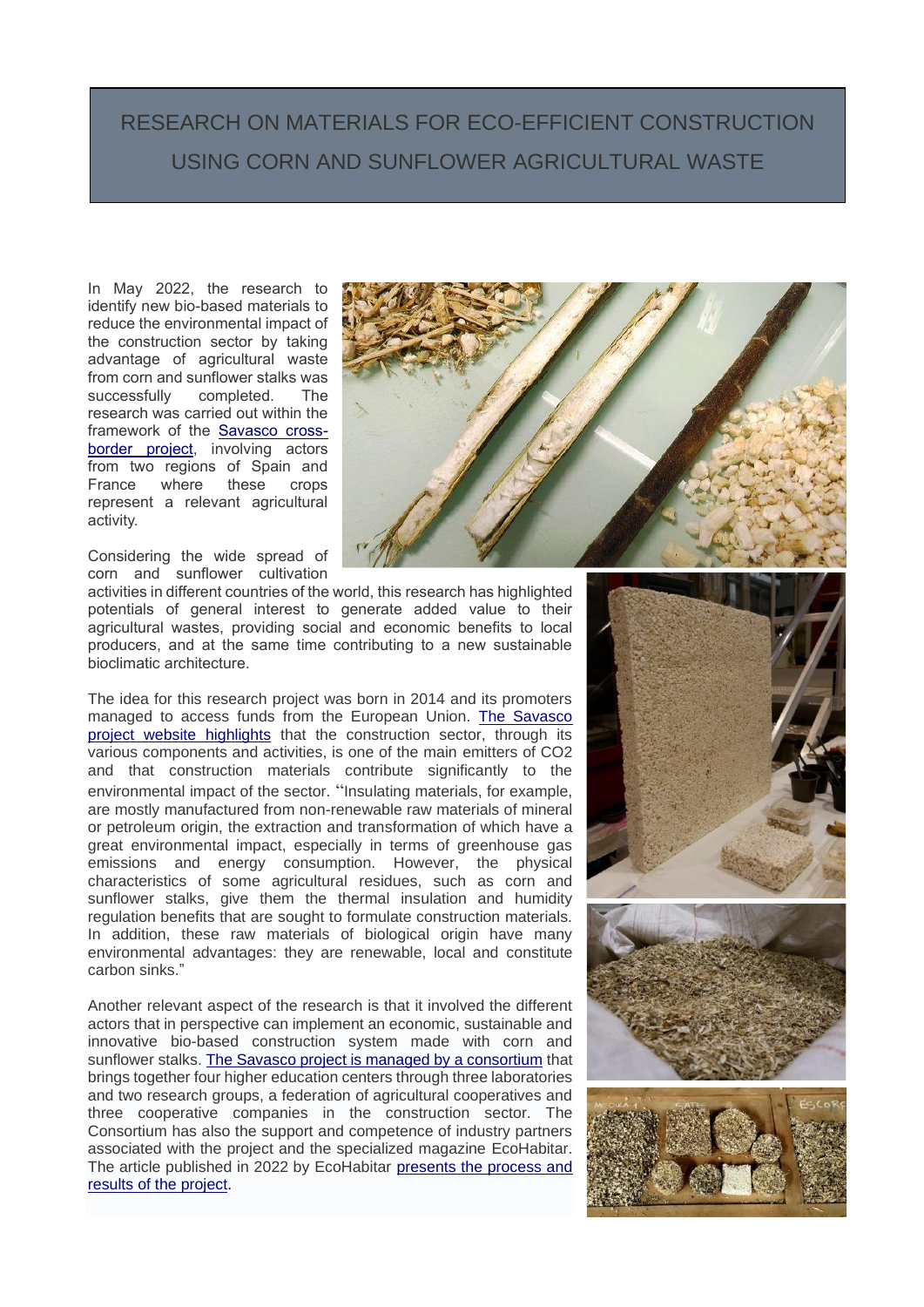# RESEARCH ON MATERIALS FOR ECO-EFFICIENT CONSTRUCTION USING CORN AND SUNFLOWER AGRICULTURAL WASTE

In May 2022, the research to identify new bio-based materials to reduce the environmental impact of the construction sector by taking advantage of agricultural waste from corn and sunflower stalks was successfully completed. The research was carried out within the framework of the Savasco cross-border project, involving actors from two regions of Spain and France where these crops represent a relevant agricultural activity.

Considering the wide spread of corn and sunflower cultivation activities in different countries of the world, this research has highlighted potentials of general interest to generate added value to their agricultural wastes, providing social and economic benefits to local producers, and at the same time contributing to a new sustainable bioclimatic architecture.

The idea for this research project was born in 2014 and its promoters managed to access funds from the European Union. The Savasco project website highlights that the construction sector, through its various components and activities, is one of the main emitters of CO2 and that construction materials contribute significantly to the environmental impact of the sector. "Insulating materials, for example, are mostly manufactured from non-renewable raw materials of mineral or petroleum origin, the extraction and transformation of which have a great environmental impact, especially in terms of greenhouse gas emissions and energy consumption. However, the physical characteristics of some agricultural residues, such as corn and sunflower stalks, give them the thermal insulation and humidity regulation benefits that are sought to formulate construction materials. In addition, these raw materials of biological origin have many environmental advantages: they are renewable, local and constitute carbon sinks."

Another relevant aspect of the research is that it involved the different actors that in perspective can implement an economic, sustainable and innovative bio-based construction system made with corn and sunflower stalks. The Savasco project is managed by a consortium that brings together four higher education centers through three laboratories and two research groups, a federation of agricultural cooperatives and three cooperative companies in the construction sector. The Consortium has also the support and competence of industry partners associated with the project and the specialized magazine EcoHabitar. The article published in 2022 by EcoHabitar presents the process and results of the project.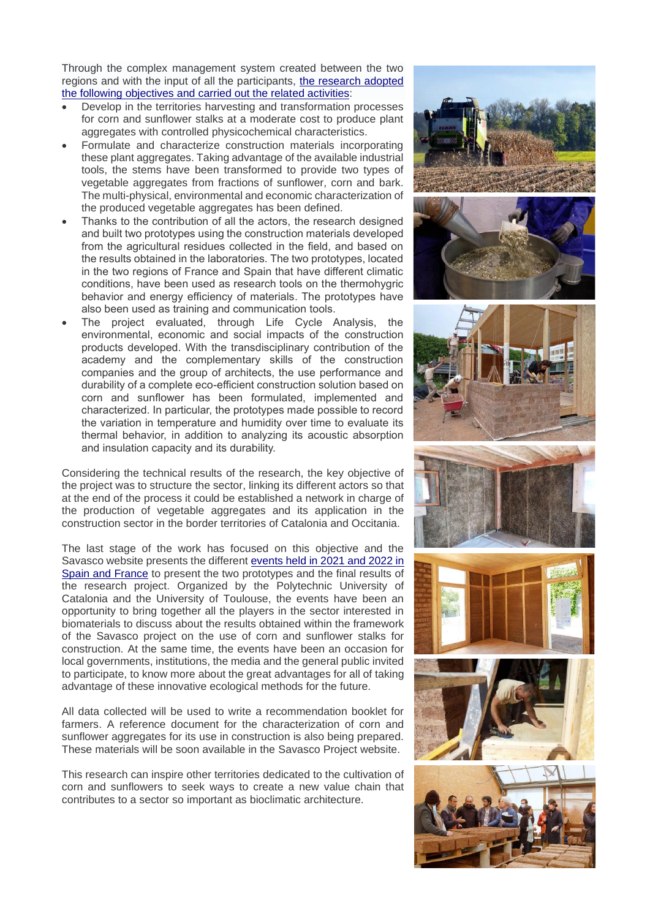Through the complex management system created between the two regions and with the input of all the participants, [the research adopted the following objectives and carried out the related activities](#):

- Develop in the territories harvesting and transformation processes for corn and sunflower stalks at a moderate cost to produce plant aggregates with controlled physicochemical characteristics.
- Formulate and characterize construction materials incorporating these plant aggregates. Taking advantage of the available industrial tools, the stems have been transformed to provide two types of vegetable aggregates from fractions of sunflower, corn and bark. The multi-physical, environmental and economic characterization of the produced vegetable aggregates has been defined.
- Thanks to the contribution of all the actors, the research designed and built two prototypes using the construction materials developed from the agricultural residues collected in the field, and based on the results obtained in the laboratories. The two prototypes, located in the two regions of France and Spain that have different climatic conditions, have been used as research tools on the thermohygric behavior and energy efficiency of materials. The prototypes have also been used as training and communication tools.
- The project evaluated, through Life Cycle Analysis, the environmental, economic and social impacts of the construction products developed. With the transdisciplinary contribution of the academy and the complementary skills of the construction companies and the group of architects, the use performance and durability of a complete eco-efficient construction solution based on corn and sunflower has been formulated, implemented and characterized. In particular, the prototypes made possible to record the variation in temperature and humidity over time to evaluate its thermal behavior, in addition to analyzing its acoustic absorption and insulation capacity and its durability.

Considering the technical results of the research, the key objective of the project was to structure the sector, linking its different actors so that at the end of the process it could be established a network in charge of the production of vegetable aggregates and its application in the construction sector in the border territories of Catalonia and Occitania.

The last stage of the work has focused on this objective and the Savasco website presents the different [events held in 2021 and 2022 in Spain and France](#) to present the two prototypes and the final results of the research project. Organized by the Polytechnic University of Catalonia and the University of Toulouse, the events have been an opportunity to bring together all the players in the sector interested in biomaterials to discuss about the results obtained within the framework of the Savasco project on the use of corn and sunflower stalks for construction. At the same time, the events have been an occasion for local governments, institutions, the media and the general public invited to participate, to know more about the great advantages for all of taking advantage of these innovative ecological methods for the future.

All data collected will be used to write a recommendation booklet for farmers. A reference document for the characterization of corn and sunflower aggregates for its use in construction is also being prepared. These materials will be soon available in the Savasco Project website.

This research can inspire other territories dedicated to the cultivation of corn and sunflowers to seek ways to create a new value chain that contributes to a sector so important as bioclimatic architecture.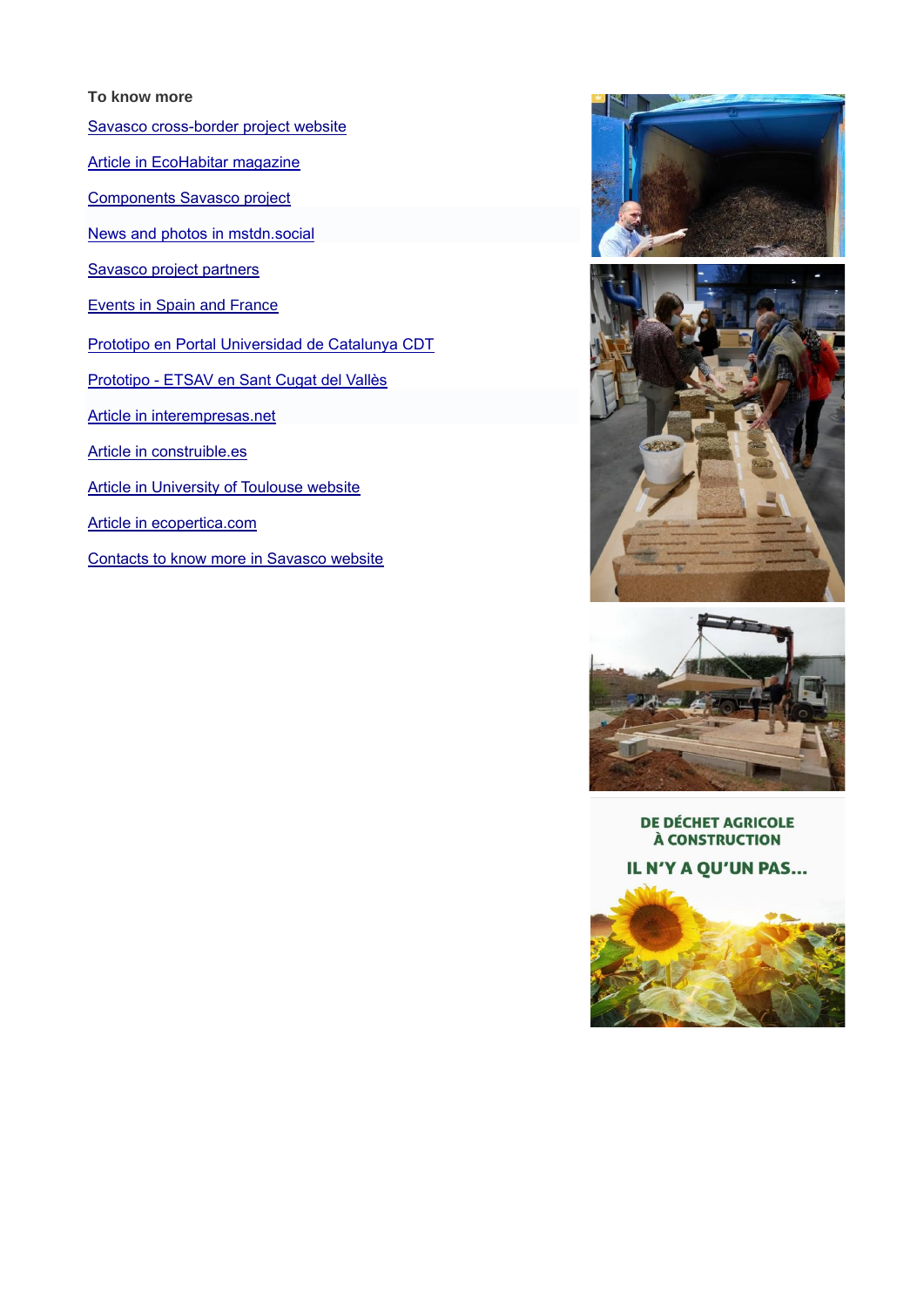**To know more**

Savasco cross-border project website

Article in EcoHabitar magazine

Components Savasco project

News and photos in mstdn.social

Savasco project partners

Events in Spain and France

Prototipo en Portal Universidad de Catalunya CDT

Prototipo - ETSAV en Sant Cugat del Vallès

Article in interempresas.net

Article in construible.es

Article in University of Toulouse website

Article in ecopertica.com

Contacts to know more in Savasco website